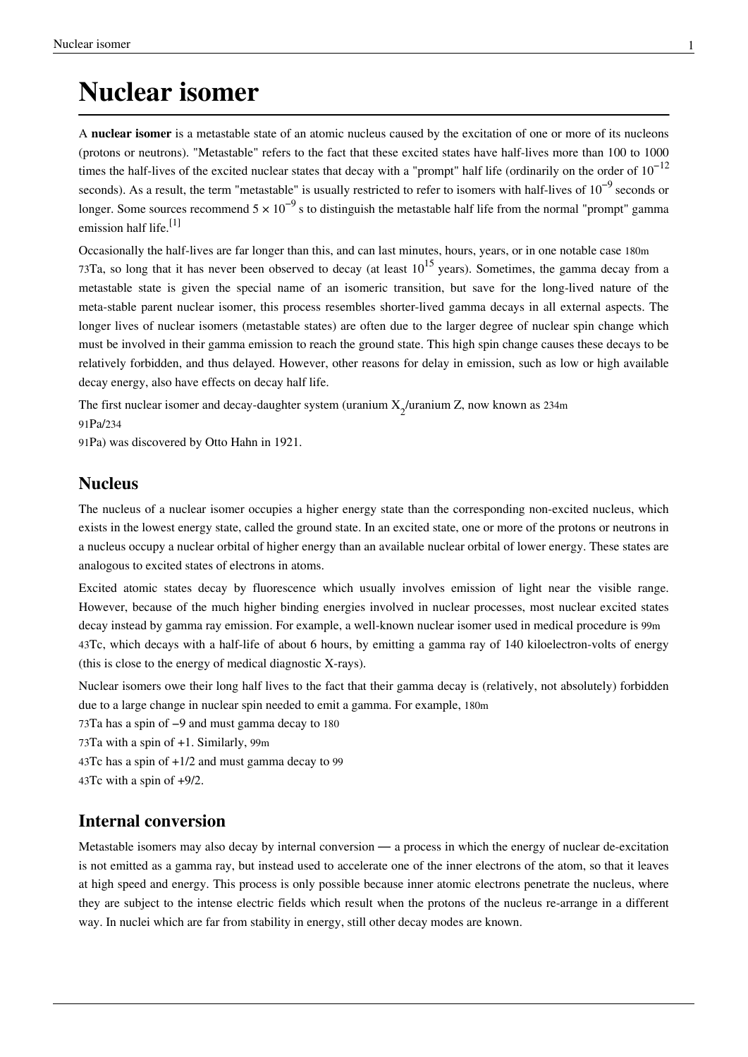# Nuclear isomer

A **nuclear isomer** is a metastable state of an atomic nucleus caused by the excitation of one or more of its nucleons (protons or neutrons). "Metastable" refers to the fact that these excited states have half-lives more than 100 to 1000 times the half-lives of the excited nuclear states that decay with a "prompt" half life (ordinarily on the order of $10^{-12}$ seconds). As a result, the term "metastable" is usually restricted to refer to isomers with half-lives of $10^{-9}$ seconds or longer. Some sources recommend $5 \times 10^{-9}$ s to distinguish the metastable half life from the normal "prompt" gamma emission half life.[1]

Occasionally the half-lives are far longer than this, and can last minutes, hours, years, or in one notable case $^{180m}_{73}$Ta, so long that it has never been observed to decay (at least $10^{15}$ years). Sometimes, the gamma decay from a metastable state is given the special name of an isomeric transition, but save for the long-lived nature of the meta-stable parent nuclear isomer, this process resembles shorter-lived gamma decays in all external aspects. The longer lives of nuclear isomers (metastable states) are often due to the larger degree of nuclear spin change which must be involved in their gamma emission to reach the ground state. This high spin change causes these decays to be relatively forbidden, and thus delayed. However, other reasons for delay in emission, such as low or high available decay energy, also have effects on decay half life.

The first nuclear isomer and decay-daughter system (uranium $X_2$/uranium Z, now known as $^{234m}_{91}$Pa/$^{234}_{91}$Pa) was discovered by Otto Hahn in 1921.

## Nucleus

The nucleus of a nuclear isomer occupies a higher energy state than the corresponding non-excited nucleus, which exists in the lowest energy state, called the ground state. In an excited state, one or more of the protons or neutrons in a nucleus occupy a nuclear orbital of higher energy than an available nuclear orbital of lower energy. These states are analogous to excited states of electrons in atoms.

Excited atomic states decay by fluorescence which usually involves emission of light near the visible range. However, because of the much higher binding energies involved in nuclear processes, most nuclear excited states decay instead by gamma ray emission. For example, a well-known nuclear isomer used in medical procedure is $^{99m}_{43}$Tc, which decays with a half-life of about 6 hours, by emitting a gamma ray of 140 kiloelectron-volts of energy (this is close to the energy of medical diagnostic X-rays).

Nuclear isomers owe their long half lives to the fact that their gamma decay is (relatively, not absolutely) forbidden due to a large change in nuclear spin needed to emit a gamma. For example, $^{180m}_{73}$Ta has a spin of −9 and must gamma decay to $^{180}_{73}$Ta with a spin of +1. Similarly, $^{99m}_{43}$Tc has a spin of +1/2 and must gamma decay to $^{99}_{43}$Tc with a spin of +9/2.

## Internal conversion

Metastable isomers may also decay by internal conversion — a process in which the energy of nuclear de-excitation is not emitted as a gamma ray, but instead used to accelerate one of the inner electrons of the atom, so that it leaves at high speed and energy. This process is only possible because inner atomic electrons penetrate the nucleus, where they are subject to the intense electric fields which result when the protons of the nucleus re-arrange in a different way. In nuclei which are far from stability in energy, still other decay modes are known.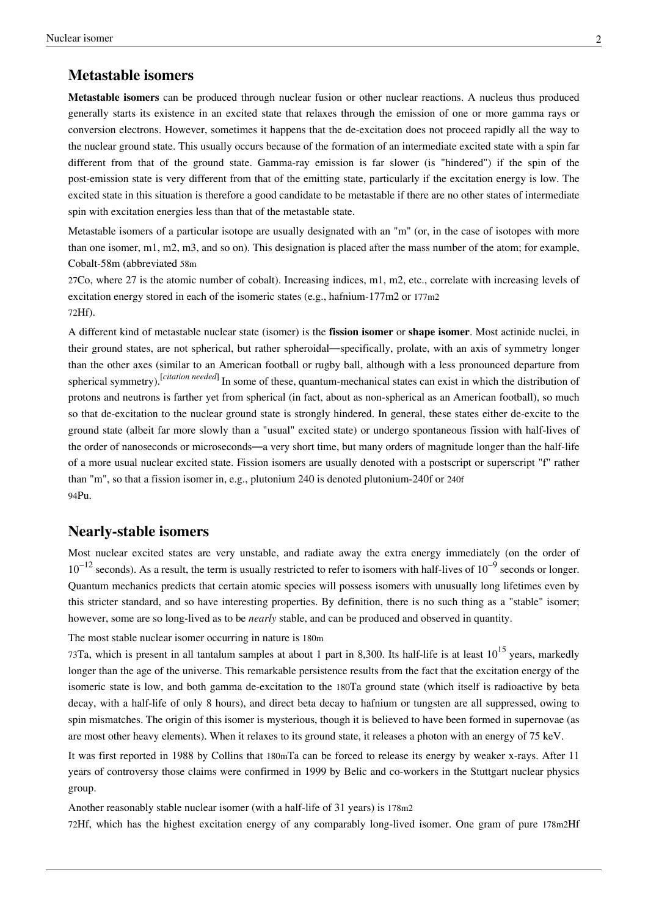## Metastable isomers

**Metastable isomers** can be produced through nuclear fusion or other nuclear reactions. A nucleus thus produced generally starts its existence in an excited state that relaxes through the emission of one or more gamma rays or conversion electrons. However, sometimes it happens that the de-excitation does not proceed rapidly all the way to the nuclear ground state. This usually occurs because of the formation of an intermediate excited state with a spin far different from that of the ground state. Gamma-ray emission is far slower (is "hindered") if the spin of the post-emission state is very different from that of the emitting state, particularly if the excitation energy is low. The excited state in this situation is therefore a good candidate to be metastable if there are no other states of intermediate spin with excitation energies less than that of the metastable state.

Metastable isomers of a particular isotope are usually designated with an "m" (or, in the case of isotopes with more than one isomer, m1, m2, m3, and so on). This designation is placed after the mass number of the atom; for example, Cobalt-58m (abbreviated $^{58m}_{27}Co$, where 27 is the atomic number of cobalt). Increasing indices, m1, m2, etc., correlate with increasing levels of excitation energy stored in each of the isomeric states (e.g., hafnium-177m2 or $^{177m2}_{72}Hf$).

A different kind of metastable nuclear state (isomer) is the **fission isomer** or **shape isomer**. Most actinide nuclei, in their ground states, are not spherical, but rather spheroidal—specifically, prolate, with an axis of symmetry longer than the other axes (similar to an American football or rugby ball, although with a less pronounced departure from spherical symmetry).[*citation needed*] In some of these, quantum-mechanical states can exist in which the distribution of protons and neutrons is farther yet from spherical (in fact, about as non-spherical as an American football), so much so that de-excitation to the nuclear ground state is strongly hindered. In general, these states either de-excite to the ground state (albeit far more slowly than a "usual" excited state) or undergo spontaneous fission with half-lives of the order of nanoseconds or microseconds—a very short time, but many orders of magnitude longer than the half-life of a more usual nuclear excited state. Fission isomers are usually denoted with a postscript or superscript "f" rather than "m", so that a fission isomer in, e.g., plutonium 240 is denoted plutonium-240f or $^{240f}_{94}Pu$.

## Nearly-stable isomers

Most nuclear excited states are very unstable, and radiate away the extra energy immediately (on the order of $10^{-12}$ seconds). As a result, the term is usually restricted to refer to isomers with half-lives of $10^{-9}$ seconds or longer. Quantum mechanics predicts that certain atomic species will possess isomers with unusually long lifetimes even by this stricter standard, and so have interesting properties. By definition, there is no such thing as a "stable" isomer; however, some are so long-lived as to be *nearly* stable, and can be produced and observed in quantity.

The most stable nuclear isomer occurring in nature is $^{180m}_{73}Ta$, which is present in all tantalum samples at about 1 part in 8,300. Its half-life is at least $10^{15}$ years, markedly longer than the age of the universe. This remarkable persistence results from the fact that the excitation energy of the isomeric state is low, and both gamma de-excitation to the $^{180}Ta$ ground state (which itself is radioactive by beta decay, with a half-life of only 8 hours), and direct beta decay to hafnium or tungsten are all suppressed, owing to spin mismatches. The origin of this isomer is mysterious, though it is believed to have been formed in supernovae (as are most other heavy elements). When it relaxes to its ground state, it releases a photon with an energy of 75 keV.

It was first reported in 1988 by Collins that $^{180m}Ta$ can be forced to release its energy by weaker x-rays. After 11 years of controversy those claims were confirmed in 1999 by Belic and co-workers in the Stuttgart nuclear physics group.

Another reasonably stable nuclear isomer (with a half-life of 31 years) is $^{178m2}_{72}Hf$, which has the highest excitation energy of any comparably long-lived isomer. One gram of pure $^{178m2}Hf$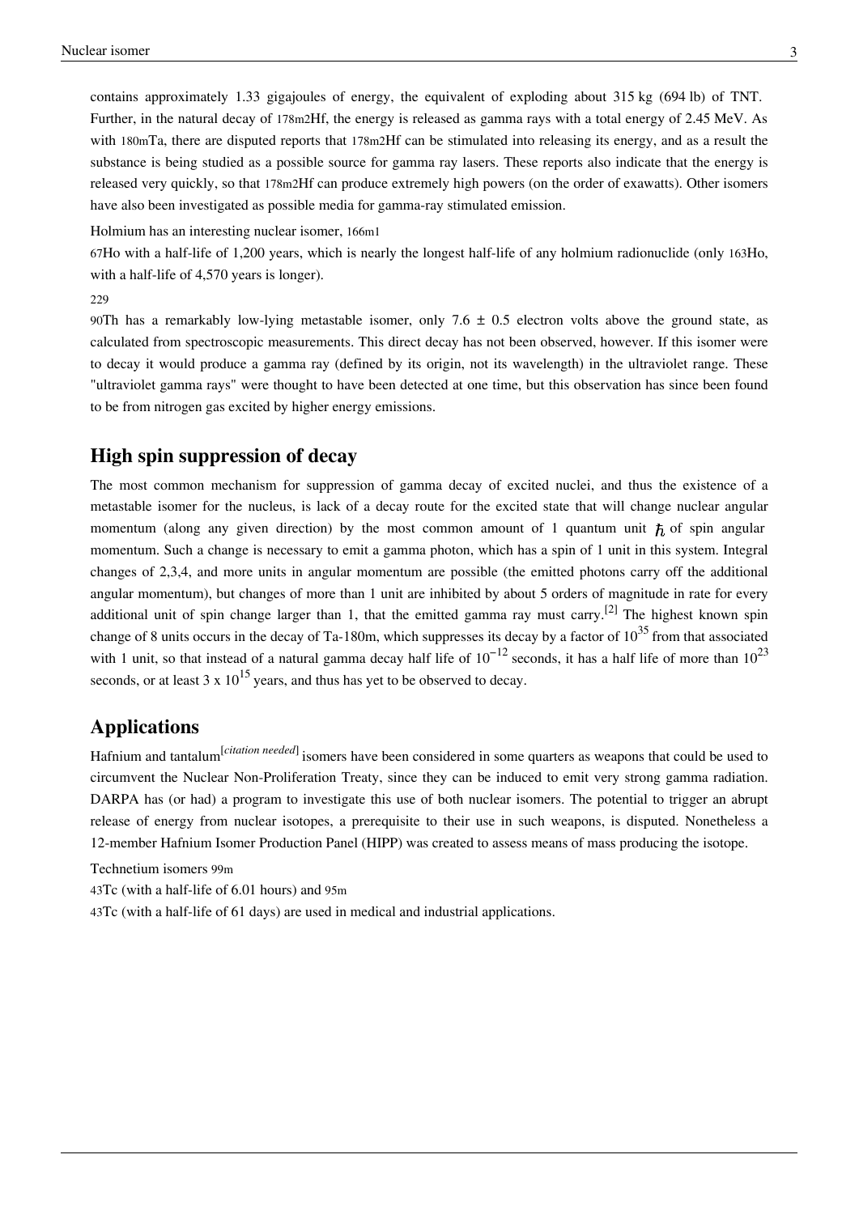contains approximately 1.33 gigajoules of energy, the equivalent of exploding about 315 kg (694 lb) of TNT. Further, in the natural decay of $^{178m2}$Hf, the energy is released as gamma rays with a total energy of 2.45 MeV. As with $^{180m}$Ta, there are disputed reports that $^{178m2}$Hf can be stimulated into releasing its energy, and as a result the substance is being studied as a possible source for gamma ray lasers. These reports also indicate that the energy is released very quickly, so that $^{178m2}$Hf can produce extremely high powers (on the order of exawatts). Other isomers have also been investigated as possible media for gamma-ray stimulated emission.

Holmium has an interesting nuclear isomer, $^{166m1}_{67}$Ho with a half-life of 1,200 years, which is nearly the longest half-life of any holmium radionuclide (only $^{163}$Ho, with a half-life of 4,570 years is longer).

$^{229}_{90}$Th has a remarkably low-lying metastable isomer, only 7.6 ± 0.5 electron volts above the ground state, as calculated from spectroscopic measurements. This direct decay has not been observed, however. If this isomer were to decay it would produce a gamma ray (defined by its origin, not its wavelength) in the ultraviolet range. These "ultraviolet gamma rays" were thought to have been detected at one time, but this observation has since been found to be from nitrogen gas excited by higher energy emissions.

## High spin suppression of decay

The most common mechanism for suppression of gamma decay of excited nuclei, and thus the existence of a metastable isomer for the nucleus, is lack of a decay route for the excited state that will change nuclear angular momentum (along any given direction) by the most common amount of 1 quantum unit $\hbar$ of spin angular momentum. Such a change is necessary to emit a gamma photon, which has a spin of 1 unit in this system. Integral changes of 2,3,4, and more units in angular momentum are possible (the emitted photons carry off the additional angular momentum), but changes of more than 1 unit are inhibited by about 5 orders of magnitude in rate for every additional unit of spin change larger than 1, that the emitted gamma ray must carry.[2] The highest known spin change of 8 units occurs in the decay of Ta-180m, which suppresses its decay by a factor of $10^{35}$ from that associated with 1 unit, so that instead of a natural gamma decay half life of $10^{-12}$ seconds, it has a half life of more than $10^{23}$ seconds, or at least $3 \times 10^{15}$ years, and thus has yet to be observed to decay.

## Applications

Hafnium and tantalum[*citation needed*] isomers have been considered in some quarters as weapons that could be used to circumvent the Nuclear Non-Proliferation Treaty, since they can be induced to emit very strong gamma radiation. DARPA has (or had) a program to investigate this use of both nuclear isomers. The potential to trigger an abrupt release of energy from nuclear isotopes, a prerequisite to their use in such weapons, is disputed. Nonetheless a 12-member Hafnium Isomer Production Panel (HIPP) was created to assess means of mass producing the isotope.

Technetium isomers $^{99m}_{43}$Tc (with a half-life of 6.01 hours) and $^{95m}_{43}$Tc (with a half-life of 61 days) are used in medical and industrial applications.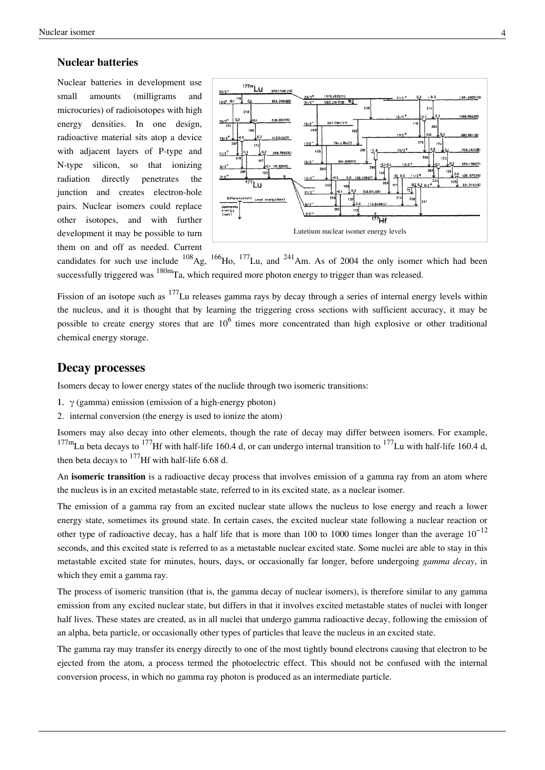## Nuclear batteries

Nuclear batteries in development use small amounts (milligrams and microcuries) of radioisotopes with high energy densities. In one design, radioactive material sits atop a device with adjacent layers of P-type and N-type silicon, so that ionizing radiation directly penetrates the junction and creates electron-hole pairs. Nuclear isomers could replace other isotopes, and with further development it may be possible to turn them on and off as needed. Current candidates for such use include $^{108}$Ag, $^{166}$Ho, $^{177}$Lu, and $^{241}$Am. As of 2004 the only isomer which had been successfully triggered was $^{180m}$Ta, which required more photon energy to trigger than was released.

Lutetium nuclear isomer energy levels

Fission of an isotope such as $^{177}$Lu releases gamma rays by decay through a series of internal energy levels within the nucleus, and it is thought that by learning the triggering cross sections with sufficient accuracy, it may be possible to create energy stores that are $10^6$ times more concentrated than high explosive or other traditional chemical energy storage.

# Decay processes

Isomers decay to lower energy states of the nuclide through two isomeric transitions:

1. γ (gamma) emission (emission of a high-energy photon)
2. internal conversion (the energy is used to ionize the atom)

Isomers may also decay into other elements, though the rate of decay may differ between isomers. For example, $^{177m}$Lu beta decays to $^{177}$Hf with half-life 160.4 d, or can undergo internal transition to $^{177}$Lu with half-life 160.4 d, then beta decays to $^{177}$Hf with half-life 6.68 d.

An **isomeric transition** is a radioactive decay process that involves emission of a gamma ray from an atom where the nucleus is in an excited metastable state, referred to in its excited state, as a nuclear isomer.

The emission of a gamma ray from an excited nuclear state allows the nucleus to lose energy and reach a lower energy state, sometimes its ground state. In certain cases, the excited nuclear state following a nuclear reaction or other type of radioactive decay, has a half life that is more than 100 to 1000 times longer than the average $10^{-12}$ seconds, and this excited state is referred to as a metastable nuclear excited state. Some nuclei are able to stay in this metastable excited state for minutes, hours, days, or occasionally far longer, before undergoing *gamma decay*, in which they emit a gamma ray.

The process of isomeric transition (that is, the gamma decay of nuclear isomers), is therefore similar to any gamma emission from any excited nuclear state, but differs in that it involves excited metastable states of nuclei with longer half lives. These states are created, as in all nuclei that undergo gamma radioactive decay, following the emission of an alpha, beta particle, or occasionally other types of particles that leave the nucleus in an excited state.

The gamma ray may transfer its energy directly to one of the most tightly bound electrons causing that electron to be ejected from the atom, a process termed the photoelectric effect. This should not be confused with the internal conversion process, in which no gamma ray photon is produced as an intermediate particle.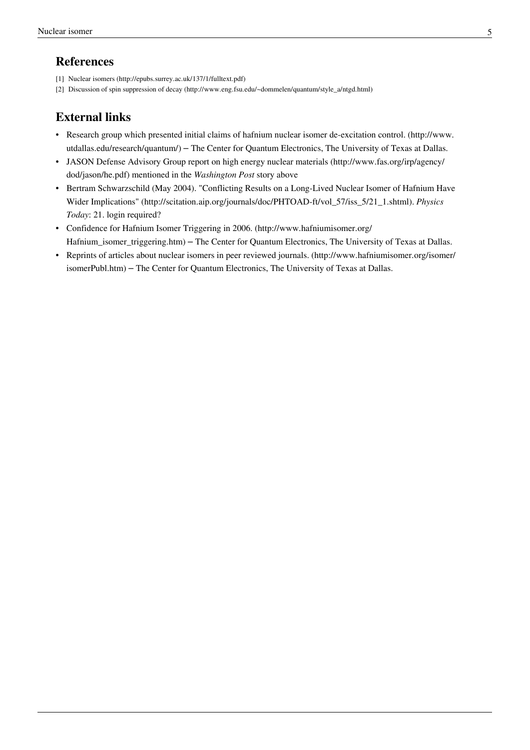## References

[1] Nuclear isomers (http://epubs.surrey.ac.uk/137/1/fulltext.pdf)

[2] Discussion of spin suppression of decay (http://www.eng.fsu.edu/~dommelen/quantum/style_a/ntgd.html)

## External links

- Research group which presented initial claims of hafnium nuclear isomer de-excitation control. (http://www.utdallas.edu/research/quantum/) – The Center for Quantum Electronics, The University of Texas at Dallas.
- JASON Defense Advisory Group report on high energy nuclear materials (http://www.fas.org/irp/agency/dod/jason/he.pdf) mentioned in the *Washington Post* story above
- Bertram Schwarzschild (May 2004). "Conflicting Results on a Long-Lived Nuclear Isomer of Hafnium Have Wider Implications" (http://scitation.aip.org/journals/doc/PHTOAD-ft/vol_57/iss_5/21_1.shtml). *Physics Today*: 21. login required?
- Confidence for Hafnium Isomer Triggering in 2006. (http://www.hafniumisomer.org/Hafnium_isomer_triggering.htm) – The Center for Quantum Electronics, The University of Texas at Dallas.
- Reprints of articles about nuclear isomers in peer reviewed journals. (http://www.hafniumisomer.org/isomer/isomerPubl.htm) – The Center for Quantum Electronics, The University of Texas at Dallas.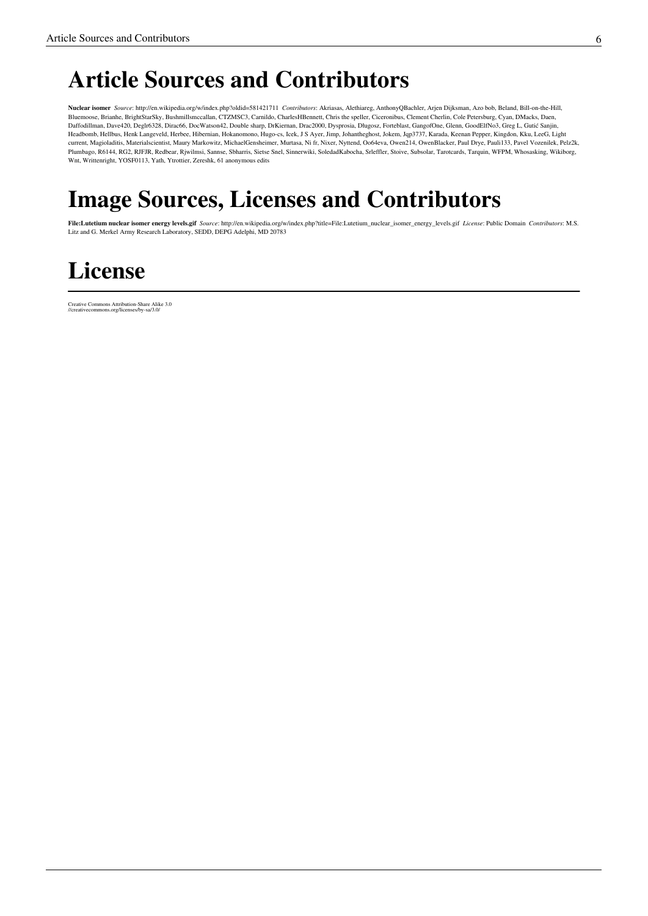# Article Sources and Contributors

**Nuclear isomer** *Source*: http://en.wikipedia.org/w/index.php?oldid=581421711 *Contributors*: Akriasas, Alethiareg, AnthonyQBachler, Arjen Dijksman, Azo bob, Beland, Bill-on-the-Hill, Bluemoose, Brianhe, BrightStarSky, Bushmillsmccallan, CTZMSC3, Carnildo, CharlesHBennett, Chris the speller, Ciceronibus, Clement Cherlin, Cole Petersburg, Cyan, DMacks, Daen, Daffodillman, Dave420, Deglr6328, Dirac66, DocWatson42, Double sharp, DrKiernan, Drac2000, Dysprosia, Długosz, Forteblast, GangofOne, Glenn, GoodElfNo3, Greg L, Gutić Sanjin, Headbomb, Hellbus, Henk Langeveld, Herbee, Hibernian, Hokanomono, Hugo-cs, Icek, J S Ayer, Jimp, Johantheghost, Jokem, Jqp3737, Karada, Keenan Pepper, Kingdon, Kku, LeeG, Light current, Magioladitis, Materialscientist, Maury Markowitz, MichaelGensheimer, Murtasa, Ni fr, Nixer, Nyttend, Oo64eva, Owen214, OwenBlacker, Paul Drye, Pauli133, Pavel Vozenilek, Pelz2k, Plumbago, R6144, RG2, RJFJR, Redbear, Rjwilmsi, Sannse, Sbharris, Sietse Snel, Sinnerwiki, SoledadKabocha, Srleffler, Stoive, Subsolar, Tarotcards, Tarquin, WFPM, Whosasking, Wikiborg, Wnt, Writtenright, YOSF0113, Yath, Ytrottier, Zereshk, 61 anonymous edits

# Image Sources, Licenses and Contributors

**File:Lutetium nuclear isomer energy levels.gif** *Source*: http://en.wikipedia.org/w/index.php?title=File:Lutetium_nuclear_isomer_energy_levels.gif *License*: Public Domain *Contributors*: M.S. Litz and G. Merkel Army Research Laboratory, SEDD, DEPG Adelphi, MD 20783

# License

Creative Commons Attribution-Share Alike 3.0
//creativecommons.org/licenses/by-sa/3.0/